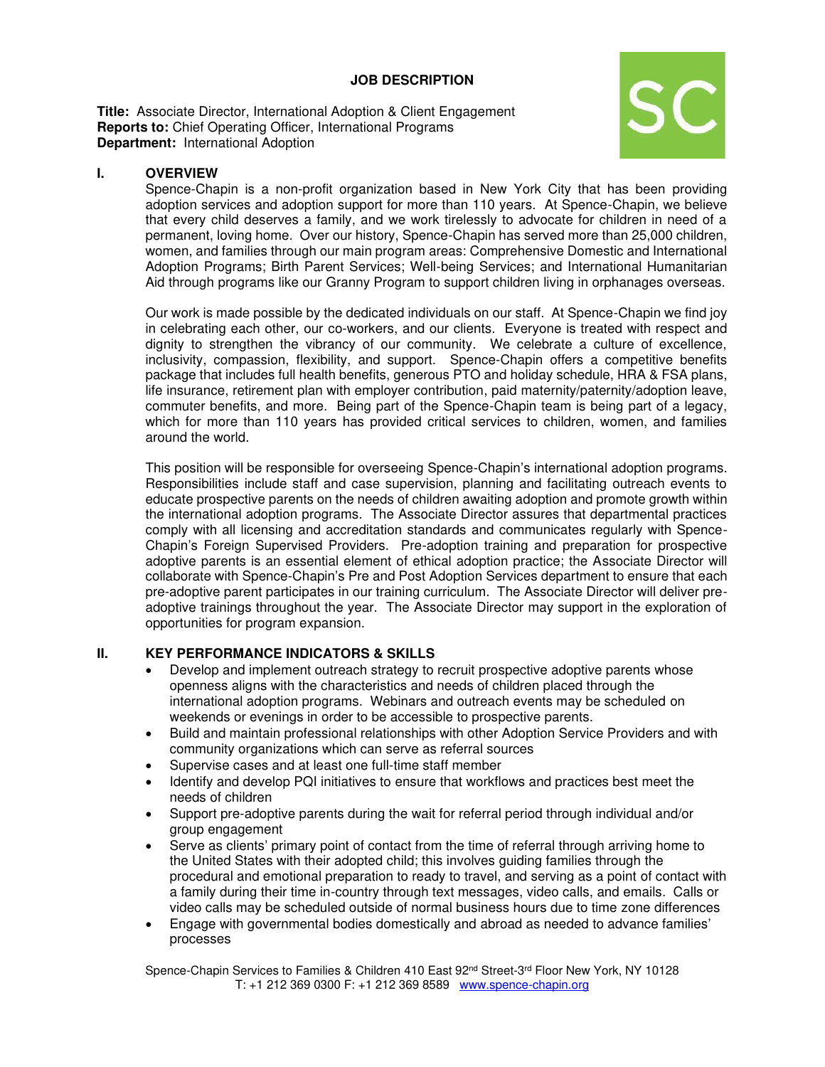# JOB DESCRIPTION

**Title:** Associate Director, International Adoption & Client Engagement
**Reports to:** Chief Operating Officer, International Programs
**Department:** International Adoption

## I. OVERVIEW

Spence-Chapin is a non-profit organization based in New York City that has been providing adoption services and adoption support for more than 110 years. At Spence-Chapin, we believe that every child deserves a family, and we work tirelessly to advocate for children in need of a permanent, loving home. Over our history, Spence-Chapin has served more than 25,000 children, women, and families through our main program areas: Comprehensive Domestic and International Adoption Programs; Birth Parent Services; Well-being Services; and International Humanitarian Aid through programs like our Granny Program to support children living in orphanages overseas.

Our work is made possible by the dedicated individuals on our staff. At Spence-Chapin we find joy in celebrating each other, our co-workers, and our clients. Everyone is treated with respect and dignity to strengthen the vibrancy of our community. We celebrate a culture of excellence, inclusivity, compassion, flexibility, and support. Spence-Chapin offers a competitive benefits package that includes full health benefits, generous PTO and holiday schedule, HRA & FSA plans, life insurance, retirement plan with employer contribution, paid maternity/paternity/adoption leave, commuter benefits, and more. Being part of the Spence-Chapin team is being part of a legacy, which for more than 110 years has provided critical services to children, women, and families around the world.

This position will be responsible for overseeing Spence-Chapin's international adoption programs. Responsibilities include staff and case supervision, planning and facilitating outreach events to educate prospective parents on the needs of children awaiting adoption and promote growth within the international adoption programs. The Associate Director assures that departmental practices comply with all licensing and accreditation standards and communicates regularly with Spence-Chapin's Foreign Supervised Providers. Pre-adoption training and preparation for prospective adoptive parents is an essential element of ethical adoption practice; the Associate Director will collaborate with Spence-Chapin's Pre and Post Adoption Services department to ensure that each pre-adoptive parent participates in our training curriculum. The Associate Director will deliver pre-adoptive trainings throughout the year. The Associate Director may support in the exploration of opportunities for program expansion.

## II. KEY PERFORMANCE INDICATORS & SKILLS

- Develop and implement outreach strategy to recruit prospective adoptive parents whose openness aligns with the characteristics and needs of children placed through the international adoption programs. Webinars and outreach events may be scheduled on weekends or evenings in order to be accessible to prospective parents.
- Build and maintain professional relationships with other Adoption Service Providers and with community organizations which can serve as referral sources
- Supervise cases and at least one full-time staff member
- Identify and develop PQI initiatives to ensure that workflows and practices best meet the needs of children
- Support pre-adoptive parents during the wait for referral period through individual and/or group engagement
- Serve as clients' primary point of contact from the time of referral through arriving home to the United States with their adopted child; this involves guiding families through the procedural and emotional preparation to ready to travel, and serving as a point of contact with a family during their time in-country through text messages, video calls, and emails. Calls or video calls may be scheduled outside of normal business hours due to time zone differences
- Engage with governmental bodies domestically and abroad as needed to advance families' processes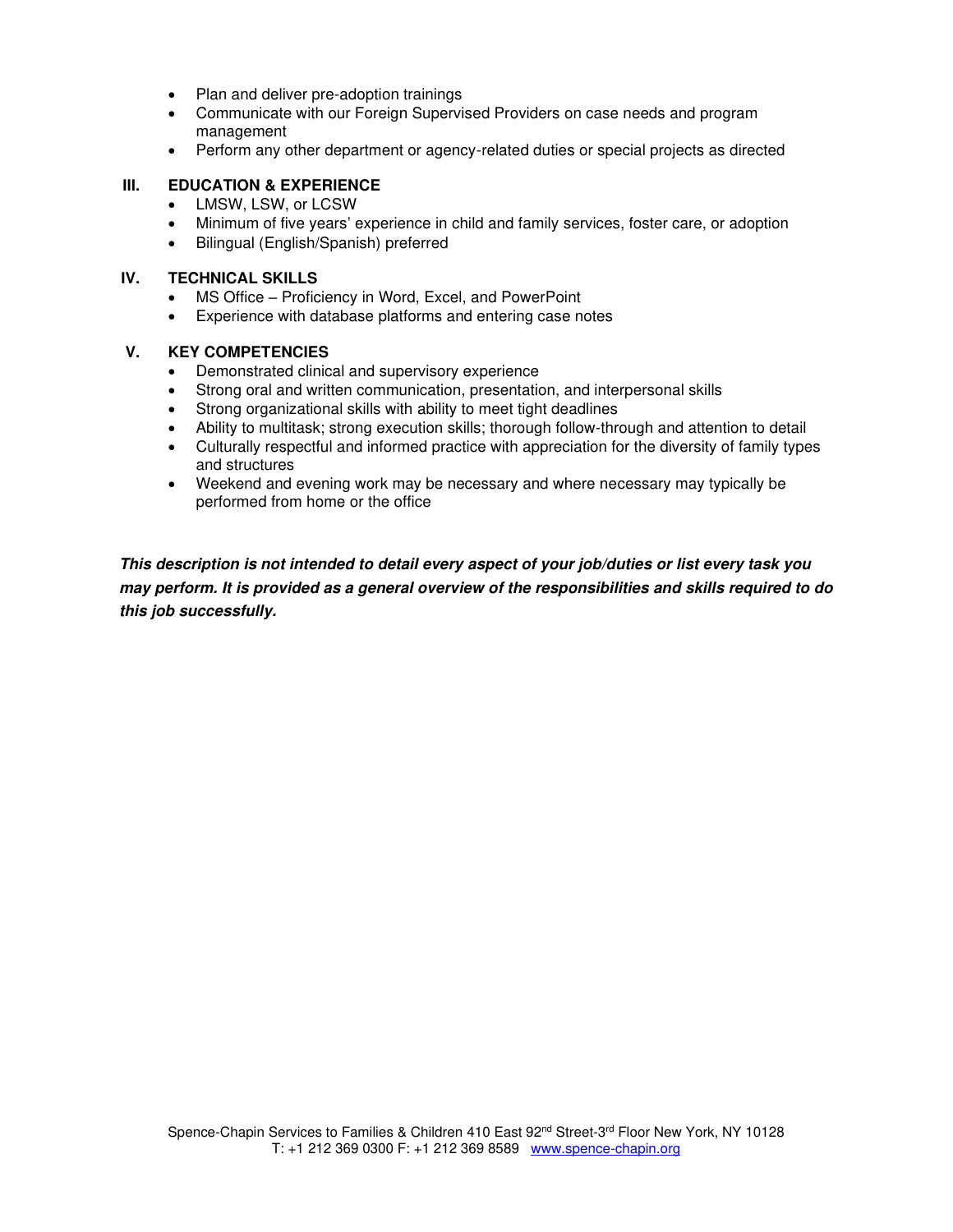- Plan and deliver pre-adoption trainings
- Communicate with our Foreign Supervised Providers on case needs and program management
- Perform any other department or agency-related duties or special projects as directed

## III. EDUCATION & EXPERIENCE

- LMSW, LSW, or LCSW
- Minimum of five years' experience in child and family services, foster care, or adoption
- Bilingual (English/Spanish) preferred

## IV. TECHNICAL SKILLS

- MS Office – Proficiency in Word, Excel, and PowerPoint
- Experience with database platforms and entering case notes

## V. KEY COMPETENCIES

- Demonstrated clinical and supervisory experience
- Strong oral and written communication, presentation, and interpersonal skills
- Strong organizational skills with ability to meet tight deadlines
- Ability to multitask; strong execution skills; thorough follow-through and attention to detail
- Culturally respectful and informed practice with appreciation for the diversity of family types and structures
- Weekend and evening work may be necessary and where necessary may typically be performed from home or the office

***This description is not intended to detail every aspect of your job/duties or list every task you may perform. It is provided as a general overview of the responsibilities and skills required to do this job successfully.***

Spence-Chapin Services to Families & Children 410 East 92nd Street-3rd Floor New York, NY 10128
T: +1 212 369 0300 F: +1 212 369 8589 [www.spence-chapin.org](http://www.spence-chapin.org)